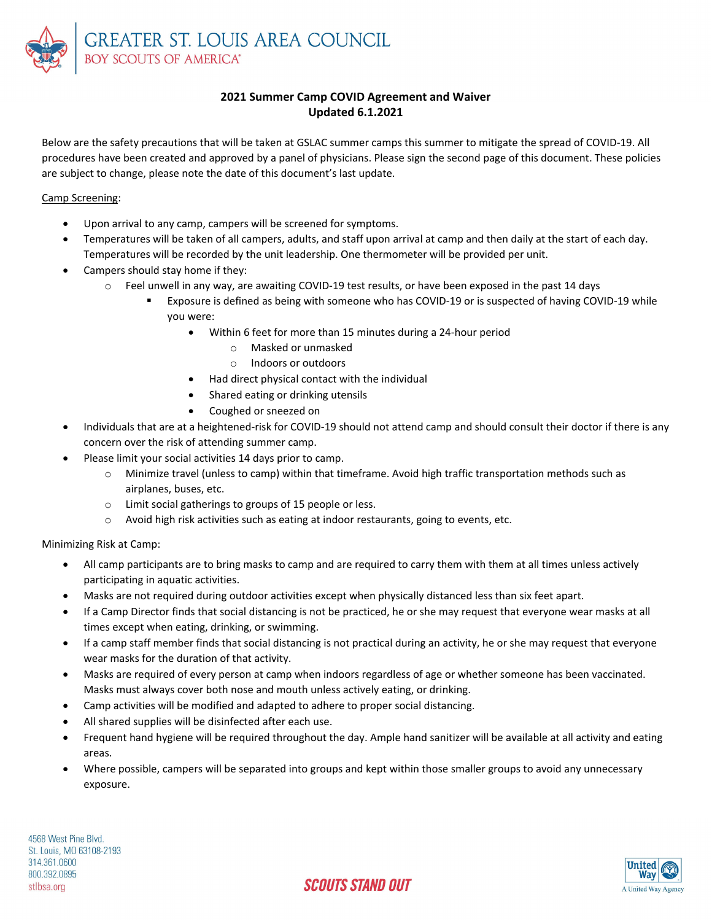# GREATER ST. LOUIS AREA COUNCIL
BOY SCOUTS OF AMERICA

## 2021 Summer Camp COVID Agreement and Waiver
**Updated 6.1.2021**

Below are the safety precautions that will be taken at GSLAC summer camps this summer to mitigate the spread of COVID-19. All procedures have been created and approved by a panel of physicians. Please sign the second page of this document. These policies are subject to change, please note the date of this document's last update.

Camp Screening:

- Upon arrival to any camp, campers will be screened for symptoms.
- Temperatures will be taken of all campers, adults, and staff upon arrival at camp and then daily at the start of each day. Temperatures will be recorded by the unit leadership. One thermometer will be provided per unit.
- Campers should stay home if they:
    - Feel unwell in any way, are awaiting COVID-19 test results, or have been exposed in the past 14 days
        - Exposure is defined as being with someone who has COVID-19 or is suspected of having COVID-19 while you were:
            - Within 6 feet for more than 15 minutes during a 24-hour period
                - Masked or unmasked
                - Indoors or outdoors
            - Had direct physical contact with the individual
            - Shared eating or drinking utensils
            - Coughed or sneezed on
- Individuals that are at a heightened-risk for COVID-19 should not attend camp and should consult their doctor if there is any concern over the risk of attending summer camp.
- Please limit your social activities 14 days prior to camp.
    - Minimize travel (unless to camp) within that timeframe. Avoid high traffic transportation methods such as airplanes, buses, etc.
    - Limit social gatherings to groups of 15 people or less.
    - Avoid high risk activities such as eating at indoor restaurants, going to events, etc.

Minimizing Risk at Camp:

- All camp participants are to bring masks to camp and are required to carry them with them at all times unless actively participating in aquatic activities.
- Masks are not required during outdoor activities except when physically distanced less than six feet apart.
- If a Camp Director finds that social distancing is not be practiced, he or she may request that everyone wear masks at all times except when eating, drinking, or swimming.
- If a camp staff member finds that social distancing is not practical during an activity, he or she may request that everyone wear masks for the duration of that activity.
- Masks are required of every person at camp when indoors regardless of age or whether someone has been vaccinated. Masks must always cover both nose and mouth unless actively eating, or drinking.
- Camp activities will be modified and adapted to adhere to proper social distancing.
- All shared supplies will be disinfected after each use.
- Frequent hand hygiene will be required throughout the day. Ample hand sanitizer will be available at all activity and eating areas.
- Where possible, campers will be separated into groups and kept within those smaller groups to avoid any unnecessary exposure.

4568 West Pine Blvd.
St. Louis, MO 63108-2193
314.361.0600
800.392.0895
stlbsa.org

SCOUTS STAND OUT

United Way – A United Way Agency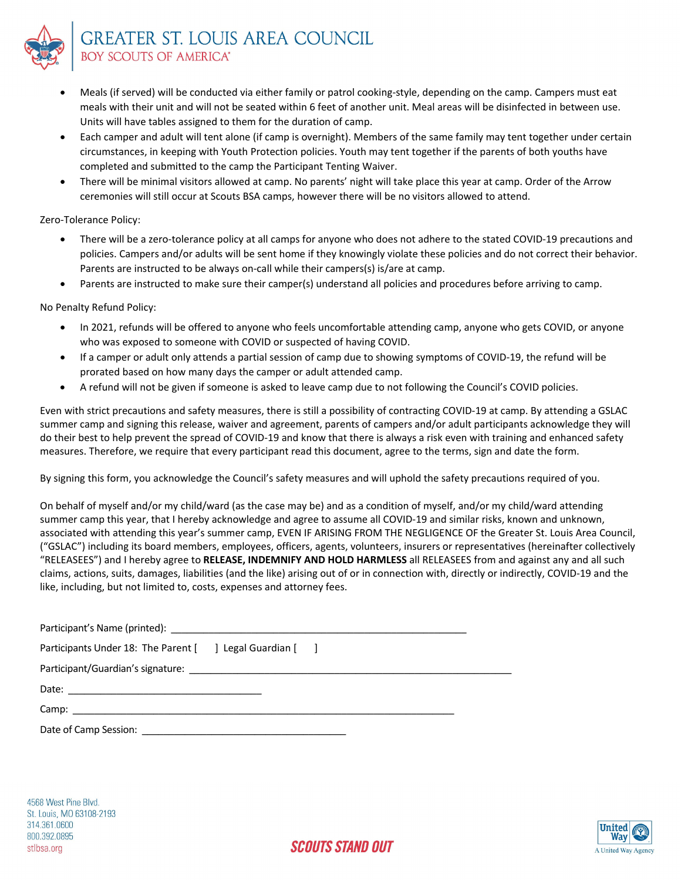- Meals (if served) will be conducted via either family or patrol cooking-style, depending on the camp. Campers must eat meals with their unit and will not be seated within 6 feet of another unit. Meal areas will be disinfected in between use. Units will have tables assigned to them for the duration of camp.
- Each camper and adult will tent alone (if camp is overnight). Members of the same family may tent together under certain circumstances, in keeping with Youth Protection policies. Youth may tent together if the parents of both youths have completed and submitted to the camp the Participant Tenting Waiver.
- There will be minimal visitors allowed at camp. No parents' night will take place this year at camp. Order of the Arrow ceremonies will still occur at Scouts BSA camps, however there will be no visitors allowed to attend.

Zero-Tolerance Policy:

- There will be a zero-tolerance policy at all camps for anyone who does not adhere to the stated COVID-19 precautions and policies. Campers and/or adults will be sent home if they knowingly violate these policies and do not correct their behavior. Parents are instructed to be always on-call while their campers(s) is/are at camp.
- Parents are instructed to make sure their camper(s) understand all policies and procedures before arriving to camp.

No Penalty Refund Policy:

- In 2021, refunds will be offered to anyone who feels uncomfortable attending camp, anyone who gets COVID, or anyone who was exposed to someone with COVID or suspected of having COVID.
- If a camper or adult only attends a partial session of camp due to showing symptoms of COVID-19, the refund will be prorated based on how many days the camper or adult attended camp.
- A refund will not be given if someone is asked to leave camp due to not following the Council's COVID policies.

Even with strict precautions and safety measures, there is still a possibility of contracting COVID-19 at camp. By attending a GSLAC summer camp and signing this release, waiver and agreement, parents of campers and/or adult participants acknowledge they will do their best to help prevent the spread of COVID-19 and know that there is always a risk even with training and enhanced safety measures. Therefore, we require that every participant read this document, agree to the terms, sign and date the form.

By signing this form, you acknowledge the Council's safety measures and will uphold the safety precautions required of you.

On behalf of myself and/or my child/ward (as the case may be) and as a condition of myself, and/or my child/ward attending summer camp this year, that I hereby acknowledge and agree to assume all COVID-19 and similar risks, known and unknown, associated with attending this year's summer camp, EVEN IF ARISING FROM THE NEGLIGENCE OF the Greater St. Louis Area Council, ("GSLAC") including its board members, employees, officers, agents, volunteers, insurers or representatives (hereinafter collectively "RELEASEES") and I hereby agree to **RELEASE, INDEMNIFY AND HOLD HARMLESS** all RELEASEES from and against any and all such claims, actions, suits, damages, liabilities (and the like) arising out of or in connection with, directly or indirectly, COVID-19 and the like, including, but not limited to, costs, expenses and attorney fees.

Participant's Name (printed): ____________________________________________

Participants Under 18: The Parent [ ] Legal Guardian [ ]

Participant/Guardian's signature: ____________________________________________

Date: ______________________________

Camp: ____________________________________________

Date of Camp Session: ______________________________